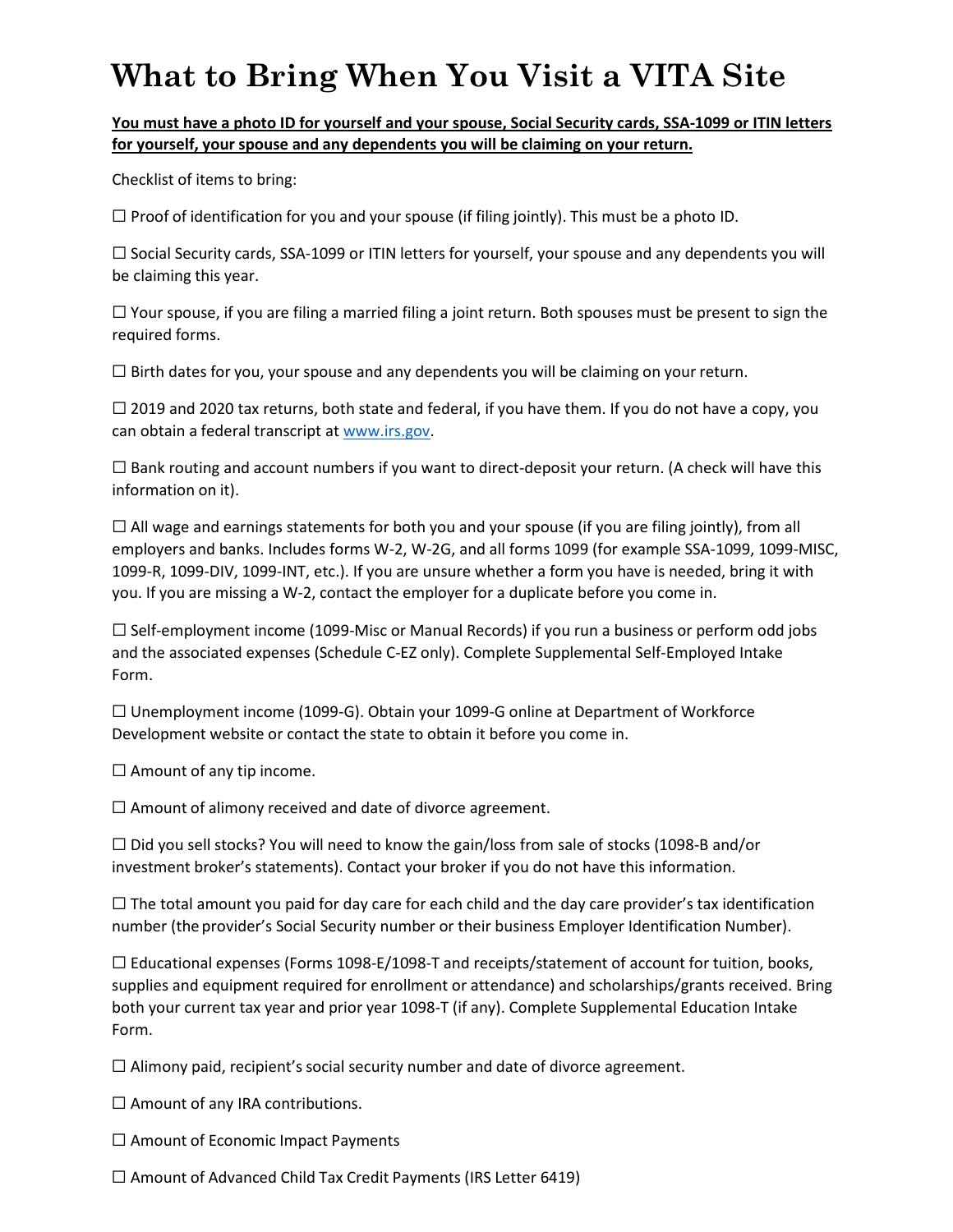# What to Bring When You Visit a VITA Site

**<u>You must have a photo ID for yourself and your spouse, Social Security cards, SSA-1099 or ITIN letters for yourself, your spouse and any dependents you will be claiming on your return.</u>**

Checklist of items to bring:

☐ Proof of identification for you and your spouse (if filing jointly). This must be a photo ID.

☐ Social Security cards, SSA-1099 or ITIN letters for yourself, your spouse and any dependents you will be claiming this year.

☐ Your spouse, if you are filing a married filing a joint return. Both spouses must be present to sign the required forms.

☐ Birth dates for you, your spouse and any dependents you will be claiming on your return.

☐ 2019 and 2020 tax returns, both state and federal, if you have them. If you do not have a copy, you can obtain a federal transcript at [www.irs.gov](http://www.irs.gov).

☐ Bank routing and account numbers if you want to direct-deposit your return. (A check will have this information on it).

☐ All wage and earnings statements for both you and your spouse (if you are filing jointly), from all employers and banks. Includes forms W-2, W-2G, and all forms 1099 (for example SSA-1099, 1099-MISC, 1099-R, 1099-DIV, 1099-INT, etc.). If you are unsure whether a form you have is needed, bring it with you. If you are missing a W-2, contact the employer for a duplicate before you come in.

☐ Self-employment income (1099-Misc or Manual Records) if you run a business or perform odd jobs and the associated expenses (Schedule C-EZ only). Complete Supplemental Self-Employed Intake Form.

☐ Unemployment income (1099-G). Obtain your 1099-G online at Department of Workforce Development website or contact the state to obtain it before you come in.

☐ Amount of any tip income.

☐ Amount of alimony received and date of divorce agreement.

☐ Did you sell stocks? You will need to know the gain/loss from sale of stocks (1098-B and/or investment broker's statements). Contact your broker if you do not have this information.

☐ The total amount you paid for day care for each child and the day care provider's tax identification number (the provider's Social Security number or their business Employer Identification Number).

☐ Educational expenses (Forms 1098-E/1098-T and receipts/statement of account for tuition, books, supplies and equipment required for enrollment or attendance) and scholarships/grants received. Bring both your current tax year and prior year 1098-T (if any). Complete Supplemental Education Intake Form.

☐ Alimony paid, recipient's social security number and date of divorce agreement.

☐ Amount of any IRA contributions.

☐ Amount of Economic Impact Payments

☐ Amount of Advanced Child Tax Credit Payments (IRS Letter 6419)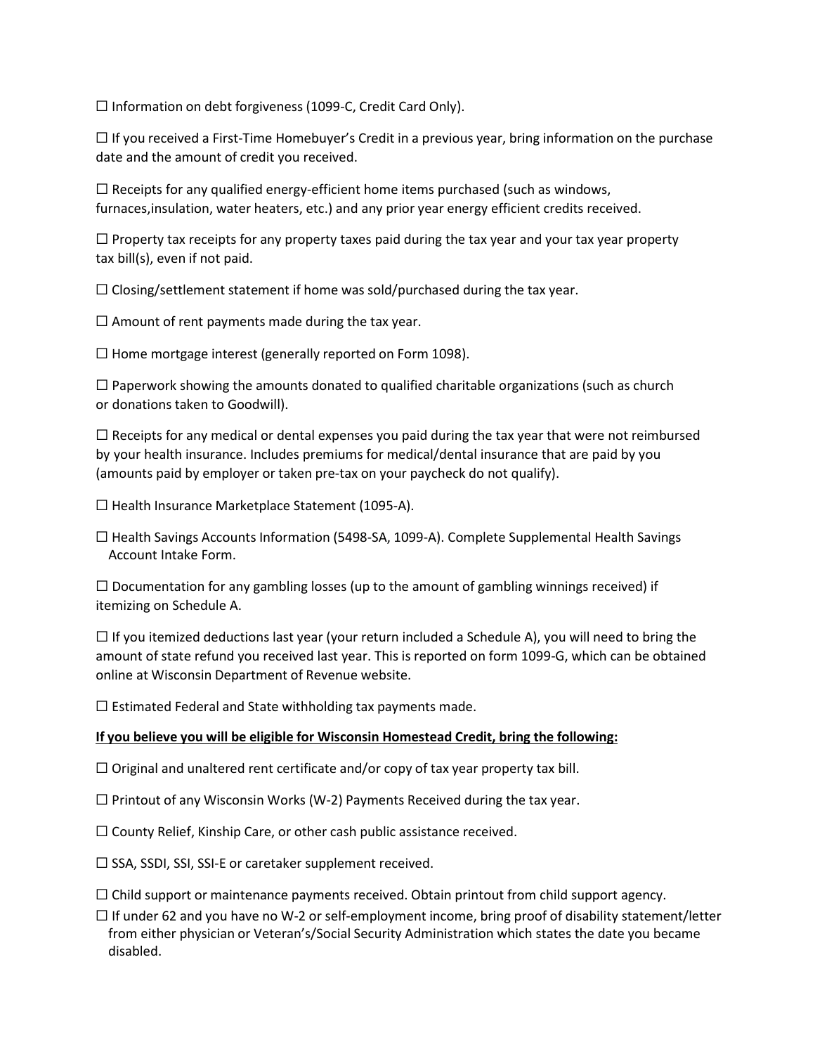☐ Information on debt forgiveness (1099-C, Credit Card Only).

☐ If you received a First-Time Homebuyer's Credit in a previous year, bring information on the purchase date and the amount of credit you received.

☐ Receipts for any qualified energy-efficient home items purchased (such as windows, furnaces,insulation, water heaters, etc.) and any prior year energy efficient credits received.

☐ Property tax receipts for any property taxes paid during the tax year and your tax year property tax bill(s), even if not paid.

☐ Closing/settlement statement if home was sold/purchased during the tax year.

☐ Amount of rent payments made during the tax year.

☐ Home mortgage interest (generally reported on Form 1098).

☐ Paperwork showing the amounts donated to qualified charitable organizations (such as church or donations taken to Goodwill).

☐ Receipts for any medical or dental expenses you paid during the tax year that were not reimbursed by your health insurance. Includes premiums for medical/dental insurance that are paid by you (amounts paid by employer or taken pre-tax on your paycheck do not qualify).

☐ Health Insurance Marketplace Statement (1095-A).

☐ Health Savings Accounts Information (5498-SA, 1099-A). Complete Supplemental Health Savings Account Intake Form.

☐ Documentation for any gambling losses (up to the amount of gambling winnings received) if itemizing on Schedule A.

☐ If you itemized deductions last year (your return included a Schedule A), you will need to bring the amount of state refund you received last year. This is reported on form 1099-G, which can be obtained online at Wisconsin Department of Revenue website.

☐ Estimated Federal and State withholding tax payments made.

**<u>If you believe you will be eligible for Wisconsin Homestead Credit, bring the following:</u>**

☐ Original and unaltered rent certificate and/or copy of tax year property tax bill.

☐ Printout of any Wisconsin Works (W-2) Payments Received during the tax year.

☐ County Relief, Kinship Care, or other cash public assistance received.

☐ SSA, SSDI, SSI, SSI-E or caretaker supplement received.

☐ Child support or maintenance payments received. Obtain printout from child support agency.

☐ If under 62 and you have no W-2 or self-employment income, bring proof of disability statement/letter from either physician or Veteran's/Social Security Administration which states the date you became disabled.